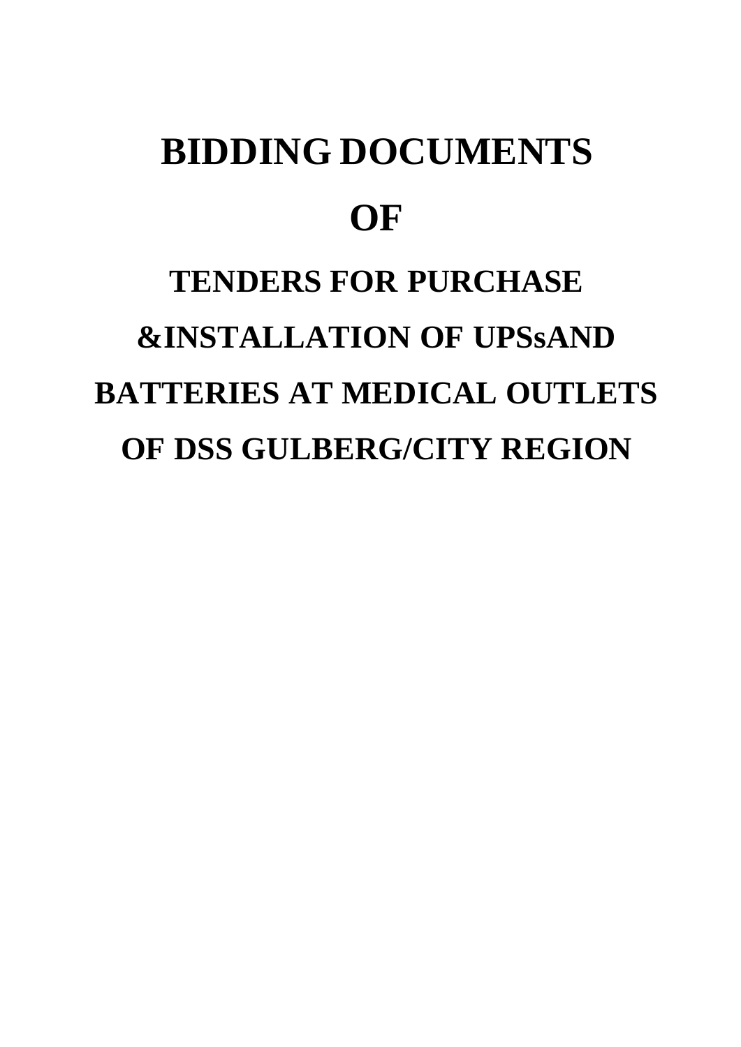# BIDDING DOCUMENTS

# OF

## TENDERS FOR PURCHASE &INSTALLATION OF UPSsAND BATTERIES AT MEDICAL OUTLETS OF DSS GULBERG/CITY REGION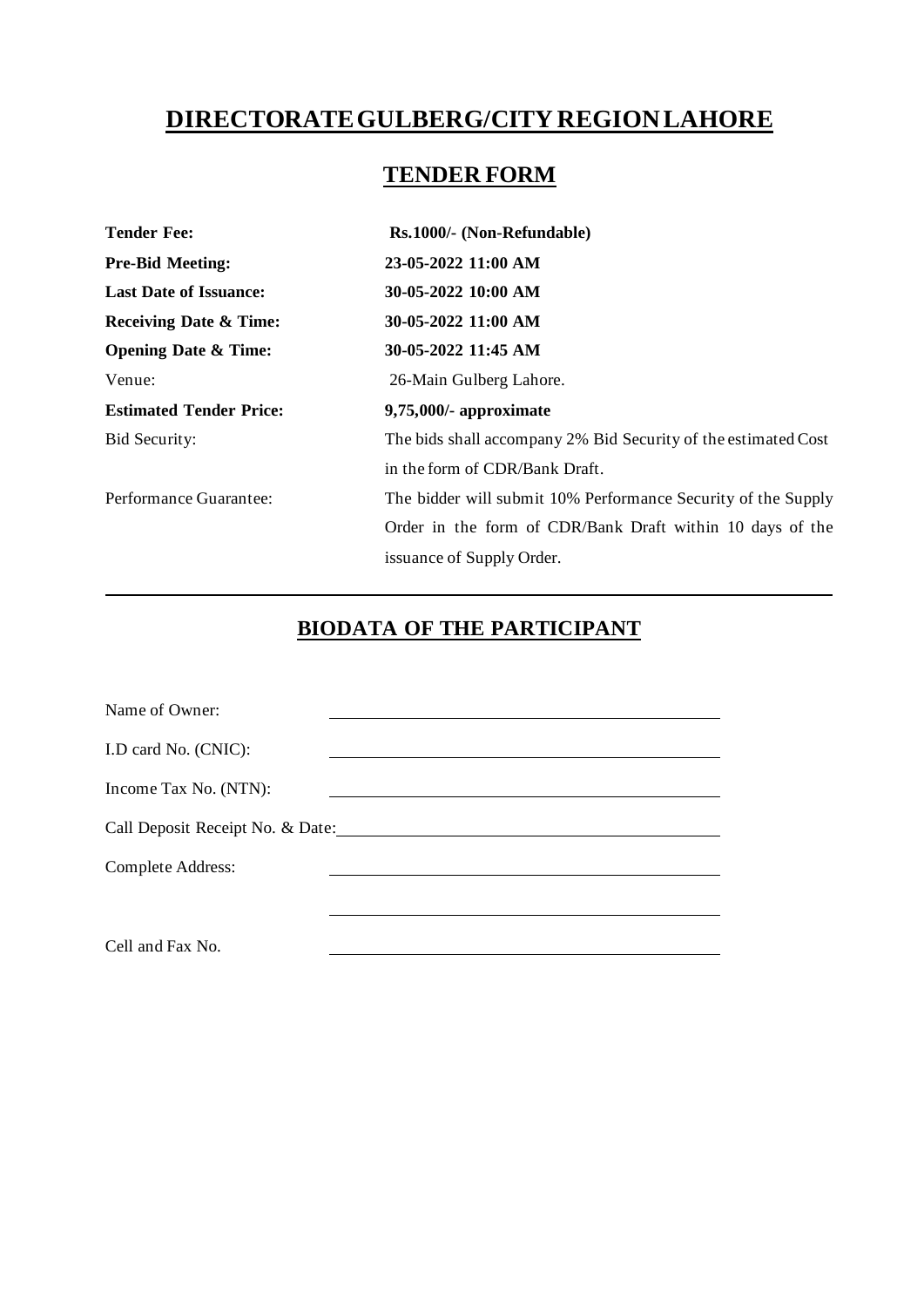# DIRECTORATE GULBERG/CITY REGION LAHORE

## TENDER FORM

| | |
|---|---|
| **Tender Fee:** | **Rs.1000/- (Non-Refundable)** |
| **Pre-Bid Meeting:** | **23-05-2022 11:00 AM** |
| **Last Date of Issuance:** | **30-05-2022 10:00 AM** |
| **Receiving Date & Time:** | **30-05-2022 11:00 AM** |
| **Opening Date & Time:** | **30-05-2022 11:45 AM** |
| Venue: | 26-Main Gulberg Lahore. |
| **Estimated Tender Price:** | **9,75,000/- approximate** |
| Bid Security: | The bids shall accompany 2% Bid Security of the estimated Cost in the form of CDR/Bank Draft. |
| Performance Guarantee: | The bidder will submit 10% Performance Security of the Supply Order in the form of CDR/Bank Draft within 10 days of the issuance of Supply Order. |

---

## BIODATA OF THE PARTICIPANT

Name of Owner: ____________________________________________

I.D card No. (CNIC): ____________________________________________

Income Tax No. (NTN): ____________________________________________

Call Deposit Receipt No. & Date: ____________________________________________

Complete Address: ____________________________________________

____________________________________________

Cell and Fax No. ____________________________________________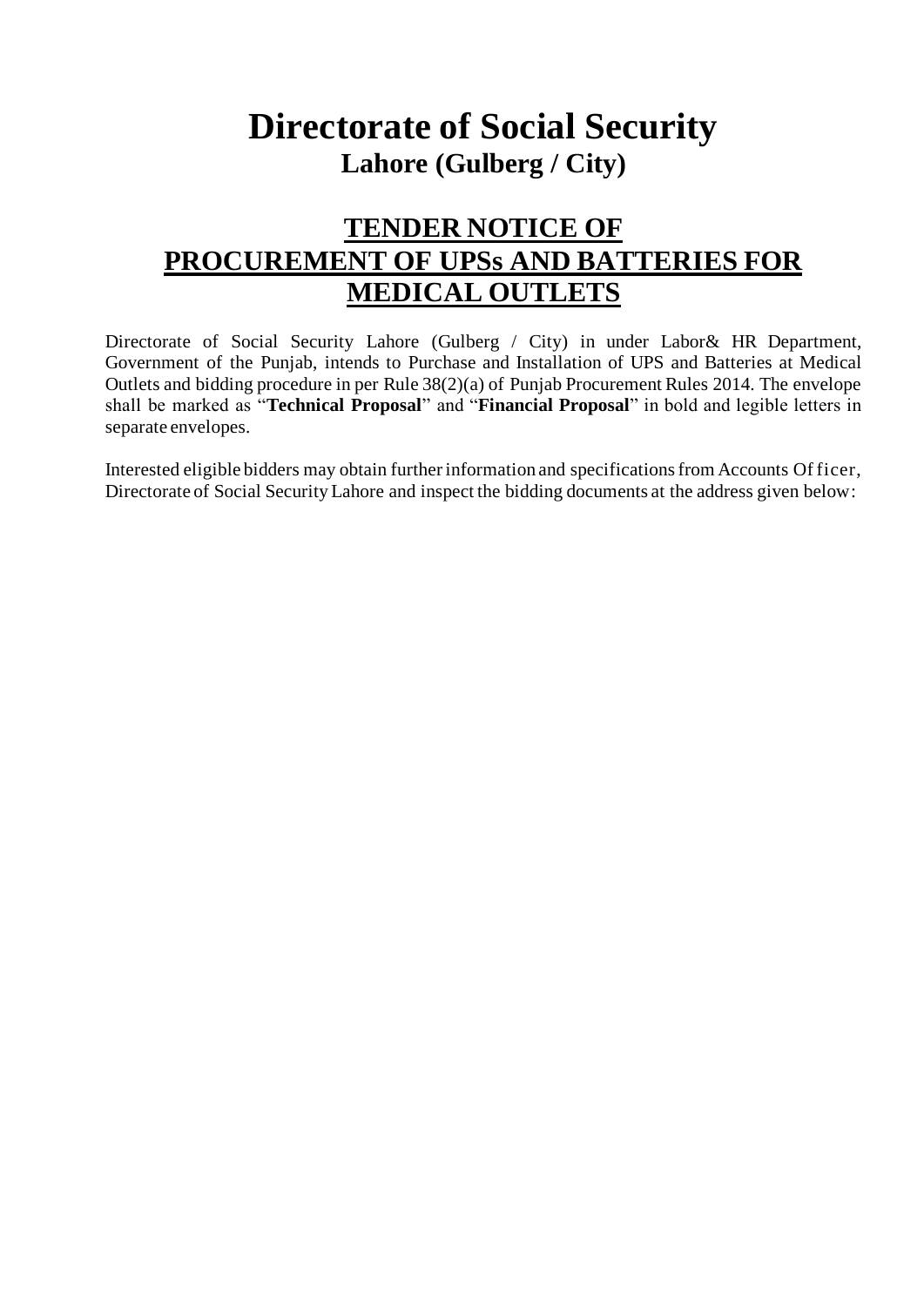# Directorate of Social Security

## Lahore (Gulberg / City)

## TENDER NOTICE OF PROCUREMENT OF UPSs AND BATTERIES FOR MEDICAL OUTLETS

Directorate of Social Security Lahore (Gulberg / City) in under Labor& HR Department, Government of the Punjab, intends to Purchase and Installation of UPS and Batteries at Medical Outlets and bidding procedure in per Rule 38(2)(a) of Punjab Procurement Rules 2014. The envelope shall be marked as "**Technical Proposal**" and "**Financial Proposal**" in bold and legible letters in separate envelopes.

Interested eligible bidders may obtain further information and specifications from Accounts Officer, Directorate of Social Security Lahore and inspect the bidding documents at the address given below: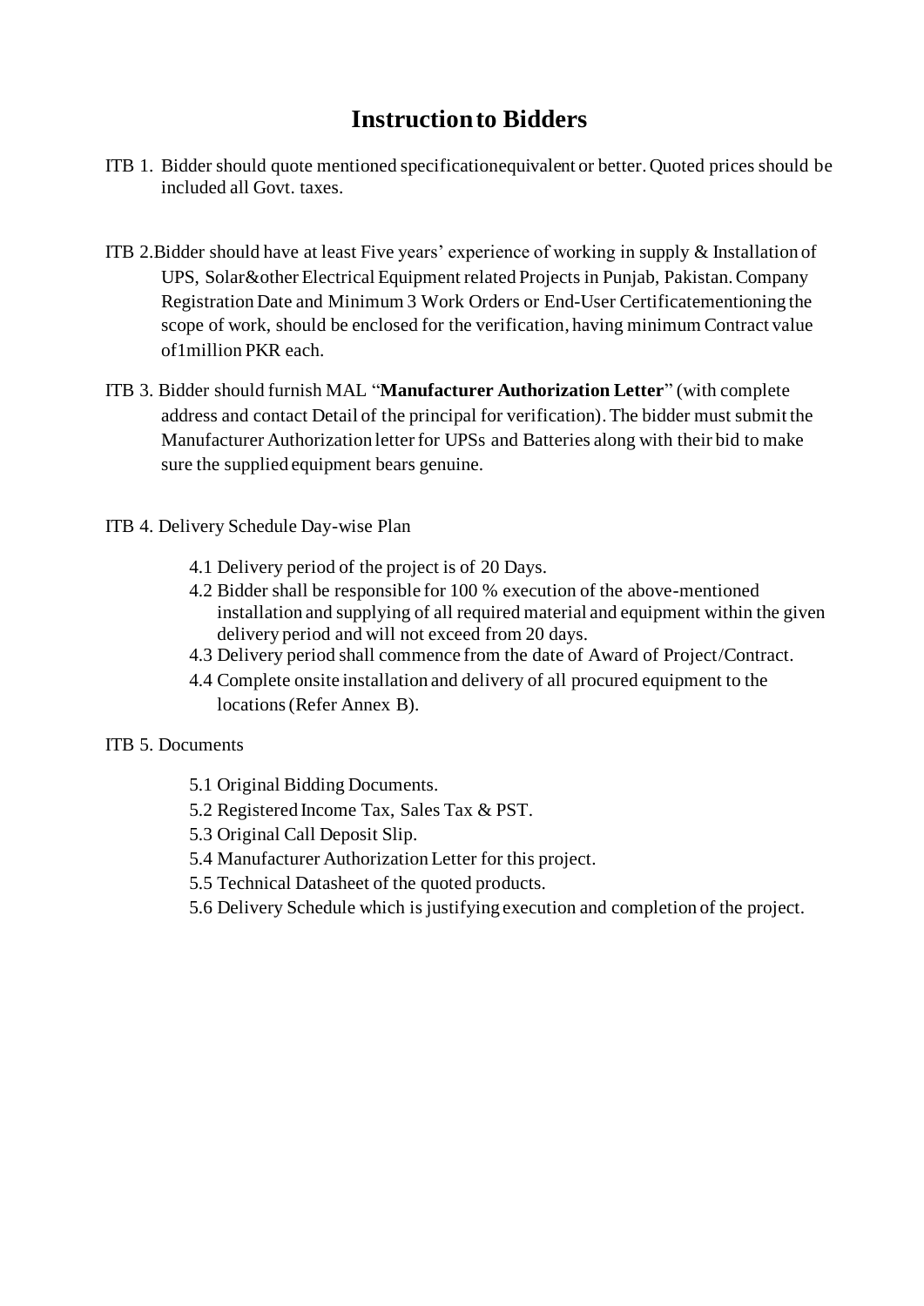# Instruction to Bidders

ITB 1. Bidder should quote mentioned specificationequivalent or better. Quoted prices should be included all Govt. taxes.

ITB 2.Bidder should have at least Five years' experience of working in supply & Installation of UPS, Solar&other Electrical Equipment related Projects in Punjab, Pakistan. Company Registration Date and Minimum 3 Work Orders or End-User Certificatementioning the scope of work, should be enclosed for the verification, having minimum Contract value of1million PKR each.

ITB 3. Bidder should furnish MAL "**Manufacturer Authorization Letter**" (with complete address and contact Detail of the principal for verification). The bidder must submit the Manufacturer Authorization letter for UPSs and Batteries along with their bid to make sure the supplied equipment bears genuine.

ITB 4. Delivery Schedule Day-wise Plan

- 4.1 Delivery period of the project is of 20 Days.
- 4.2 Bidder shall be responsible for 100 % execution of the above-mentioned installation and supplying of all required material and equipment within the given delivery period and will not exceed from 20 days.
- 4.3 Delivery period shall commence from the date of Award of Project/Contract.
- 4.4 Complete onsite installation and delivery of all procured equipment to the locations (Refer Annex B).

ITB 5. Documents

- 5.1 Original Bidding Documents.
- 5.2 Registered Income Tax, Sales Tax & PST.
- 5.3 Original Call Deposit Slip.
- 5.4 Manufacturer Authorization Letter for this project.
- 5.5 Technical Datasheet of the quoted products.
- 5.6 Delivery Schedule which is justifying execution and completion of the project.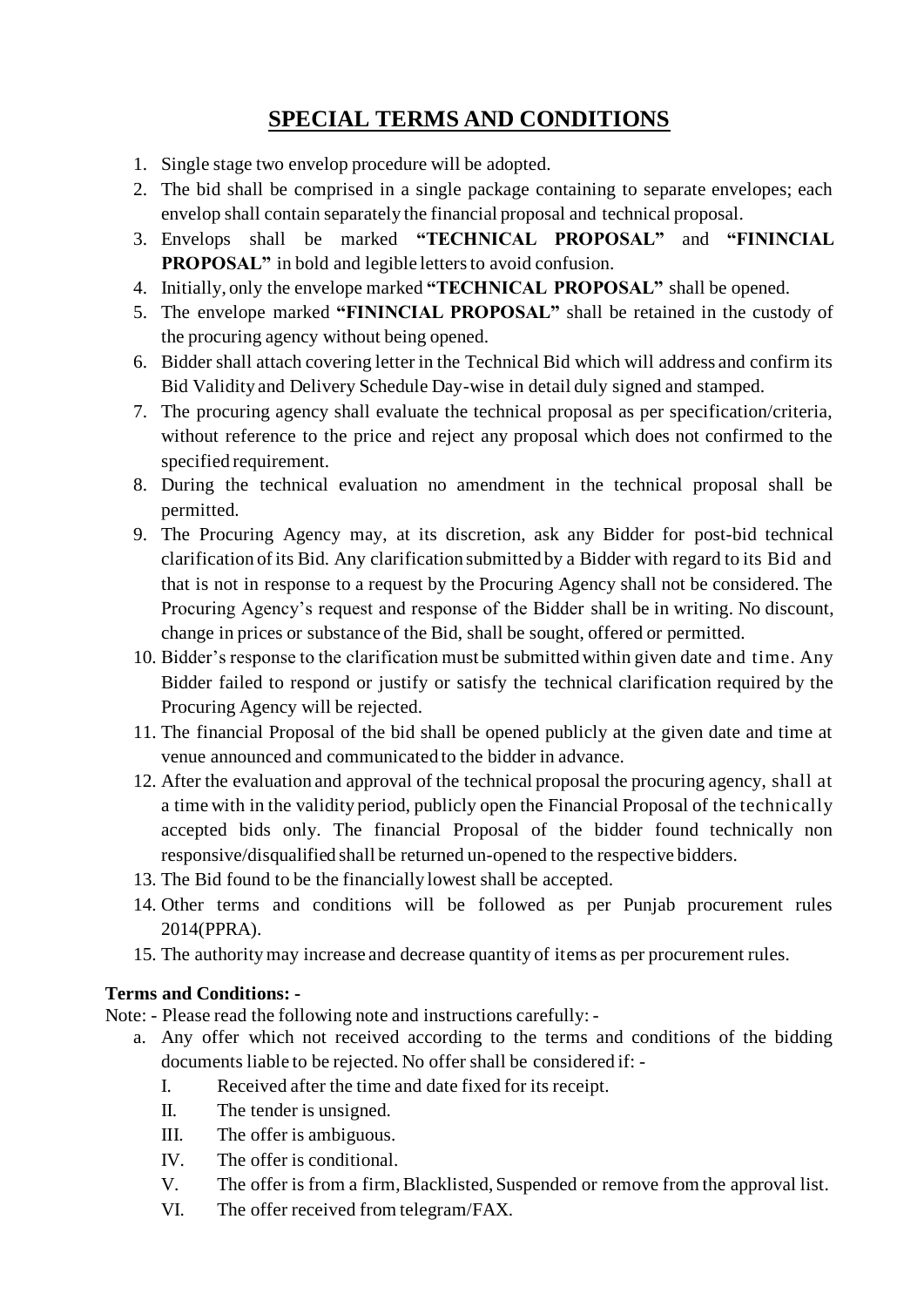# SPECIAL TERMS AND CONDITIONS

1. Single stage two envelop procedure will be adopted.
2. The bid shall be comprised in a single package containing to separate envelopes; each envelop shall contain separately the financial proposal and technical proposal.
3. Envelops shall be marked **"TECHNICAL PROPOSAL"** and **"FININCIAL PROPOSAL"** in bold and legible letters to avoid confusion.
4. Initially, only the envelope marked **"TECHNICAL PROPOSAL"** shall be opened.
5. The envelope marked **"FININCIAL PROPOSAL"** shall be retained in the custody of the procuring agency without being opened.
6. Bidder shall attach covering letter in the Technical Bid which will address and confirm its Bid Validity and Delivery Schedule Day-wise in detail duly signed and stamped.
7. The procuring agency shall evaluate the technical proposal as per specification/criteria, without reference to the price and reject any proposal which does not confirmed to the specified requirement.
8. During the technical evaluation no amendment in the technical proposal shall be permitted.
9. The Procuring Agency may, at its discretion, ask any Bidder for post-bid technical clarification of its Bid. Any clarification submitted by a Bidder with regard to its Bid and that is not in response to a request by the Procuring Agency shall not be considered. The Procuring Agency's request and response of the Bidder shall be in writing. No discount, change in prices or substance of the Bid, shall be sought, offered or permitted.
10. Bidder's response to the clarification must be submitted within given date and time. Any Bidder failed to respond or justify or satisfy the technical clarification required by the Procuring Agency will be rejected.
11. The financial Proposal of the bid shall be opened publicly at the given date and time at venue announced and communicated to the bidder in advance.
12. After the evaluation and approval of the technical proposal the procuring agency, shall at a time with in the validity period, publicly open the Financial Proposal of the technically accepted bids only. The financial Proposal of the bidder found technically non responsive/disqualified shall be returned un-opened to the respective bidders.
13. The Bid found to be the financially lowest shall be accepted.
14. Other terms and conditions will be followed as per Punjab procurement rules 2014(PPRA).
15. The authority may increase and decrease quantity of items as per procurement rules.

**Terms and Conditions: -**

Note: - Please read the following note and instructions carefully: -

a. Any offer which not received according to the terms and conditions of the bidding documents liable to be rejected. No offer shall be considered if: -
   - I. Received after the time and date fixed for its receipt.
   - II. The tender is unsigned.
   - III. The offer is ambiguous.
   - IV. The offer is conditional.
   - V. The offer is from a firm, Blacklisted, Suspended or remove from the approval list.
   - VI. The offer received from telegram/FAX.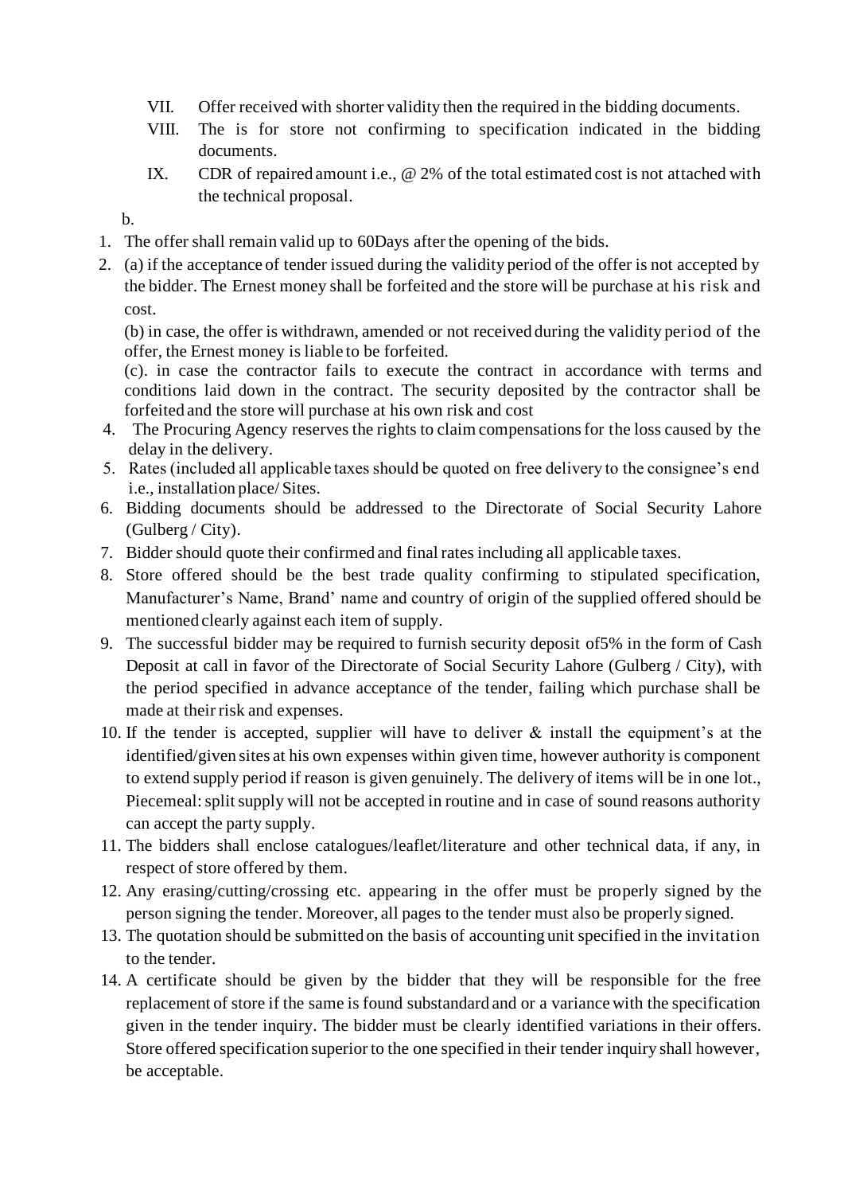VII. Offer received with shorter validity then the required in the bidding documents.

VIII. The is for store not confirming to specification indicated in the bidding documents.

IX. CDR of repaired amount i.e., @ 2% of the total estimated cost is not attached with the technical proposal.

b.

1. The offer shall remain valid up to 60Days after the opening of the bids.
2. (a) if the acceptance of tender issued during the validity period of the offer is not accepted by the bidder. The Ernest money shall be forfeited and the store will be purchase at his risk and cost.

   (b) in case, the offer is withdrawn, amended or not received during the validity period of the offer, the Ernest money is liable to be forfeited.

   (c). in case the contractor fails to execute the contract in accordance with terms and conditions laid down in the contract. The security deposited by the contractor shall be forfeited and the store will purchase at his own risk and cost

4. The Procuring Agency reserves the rights to claim compensations for the loss caused by the delay in the delivery.
5. Rates (included all applicable taxes should be quoted on free delivery to the consignee's end i.e., installation place/ Sites.
6. Bidding documents should be addressed to the Directorate of Social Security Lahore (Gulberg / City).
7. Bidder should quote their confirmed and final rates including all applicable taxes.
8. Store offered should be the best trade quality confirming to stipulated specification, Manufacturer's Name, Brand' name and country of origin of the supplied offered should be mentioned clearly against each item of supply.
9. The successful bidder may be required to furnish security deposit of5% in the form of Cash Deposit at call in favor of the Directorate of Social Security Lahore (Gulberg / City), with the period specified in advance acceptance of the tender, failing which purchase shall be made at their risk and expenses.
10. If the tender is accepted, supplier will have to deliver & install the equipment's at the identified/given sites at his own expenses within given time, however authority is component to extend supply period if reason is given genuinely. The delivery of items will be in one lot., Piecemeal: split supply will not be accepted in routine and in case of sound reasons authority can accept the party supply.
11. The bidders shall enclose catalogues/leaflet/literature and other technical data, if any, in respect of store offered by them.
12. Any erasing/cutting/crossing etc. appearing in the offer must be properly signed by the person signing the tender. Moreover, all pages to the tender must also be properly signed.
13. The quotation should be submitted on the basis of accounting unit specified in the invitation to the tender.
14. A certificate should be given by the bidder that they will be responsible for the free replacement of store if the same is found substandard and or a variance with the specification given in the tender inquiry. The bidder must be clearly identified variations in their offers. Store offered specification superior to the one specified in their tender inquiry shall however, be acceptable.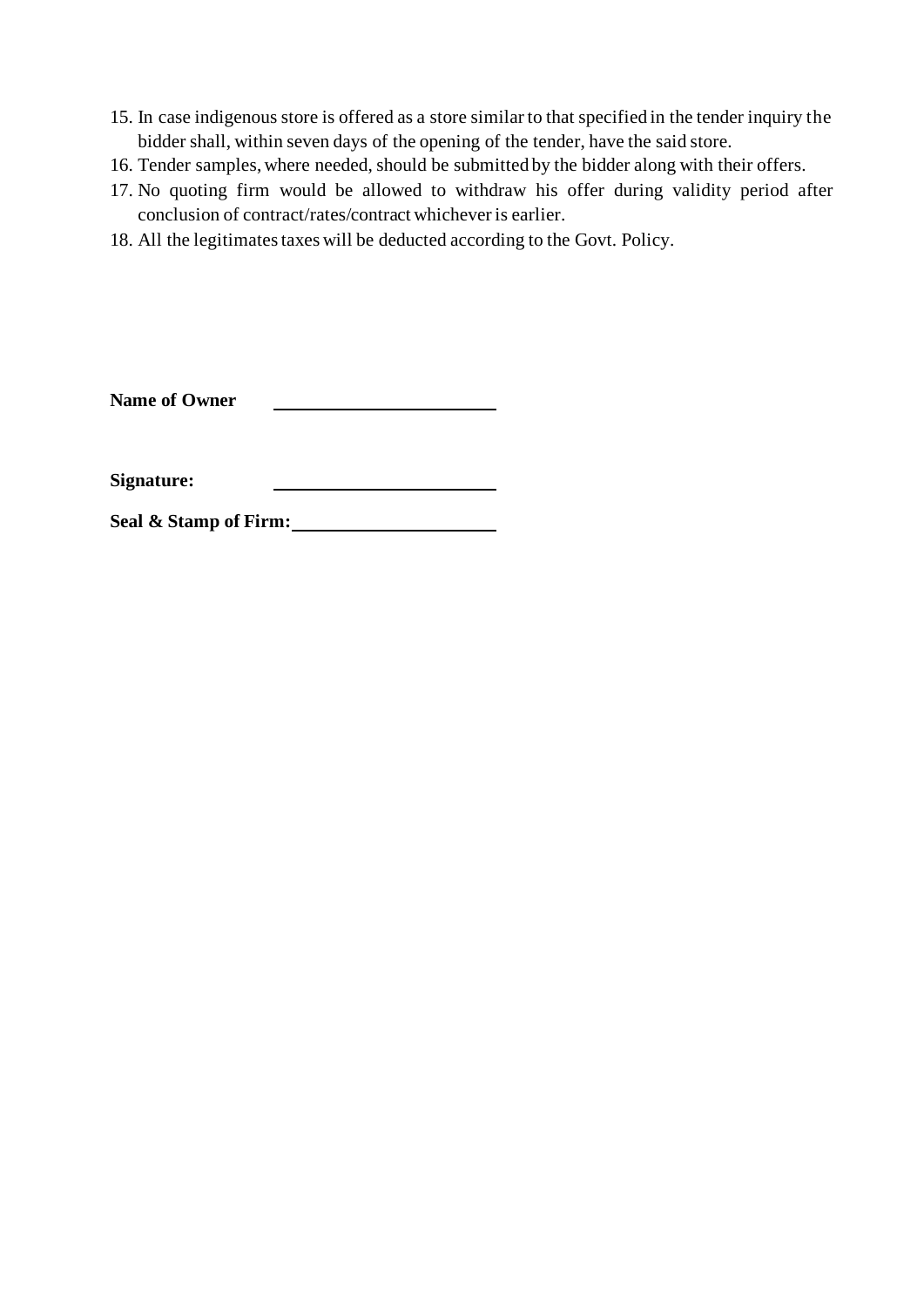15. In case indigenous store is offered as a store similar to that specified in the tender inquiry the bidder shall, within seven days of the opening of the tender, have the said store.
16. Tender samples, where needed, should be submitted by the bidder along with their offers.
17. No quoting firm would be allowed to withdraw his offer during validity period after conclusion of contract/rates/contract whichever is earlier.
18. All the legitimates taxes will be deducted according to the Govt. Policy.

**Name of Owner** ______________________

**Signature:** ______________________

**Seal & Stamp of Firm:** ______________________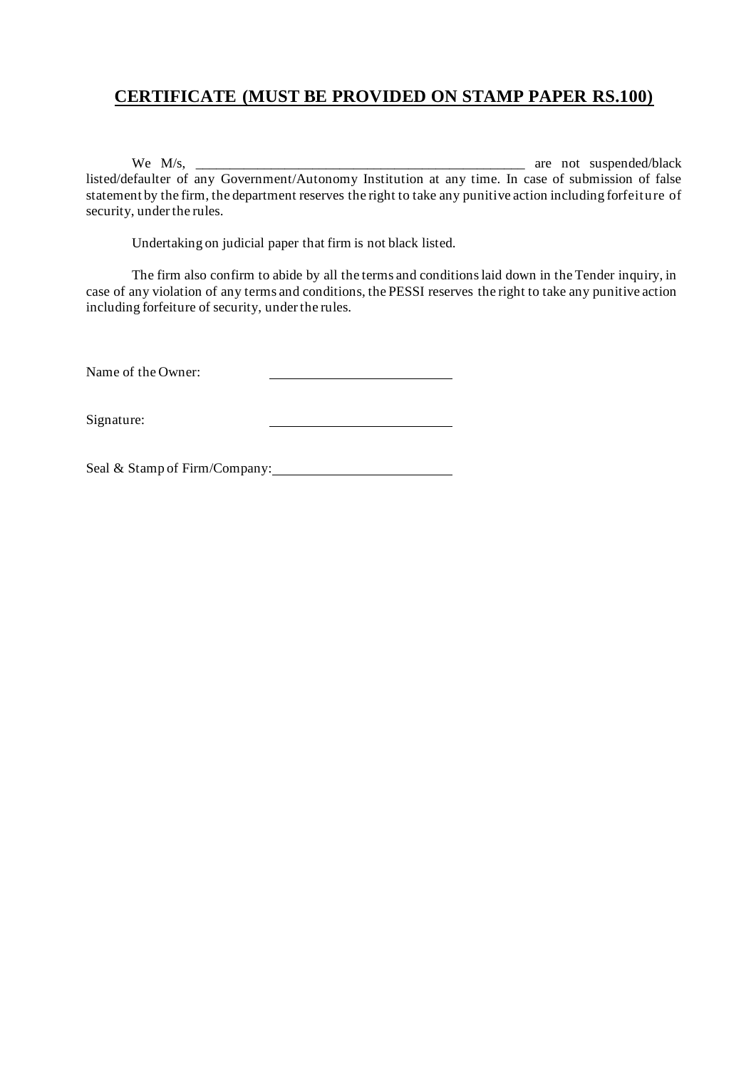## CERTIFICATE (MUST BE PROVIDED ON STAMP PAPER RS.100)

We M/s, ________________________________________________ are not suspended/black listed/defaulter of any Government/Autonomy Institution at any time. In case of submission of false statement by the firm, the department reserves the right to take any punitive action including forfeiture of security, under the rules.

Undertaking on judicial paper that firm is not black listed.

The firm also confirm to abide by all the terms and conditions laid down in the Tender inquiry, in case of any violation of any terms and conditions, the PESSI reserves the right to take any punitive action including forfeiture of security, under the rules.

Name of the Owner: ______________________

Signature: ______________________

Seal & Stamp of Firm/Company: ______________________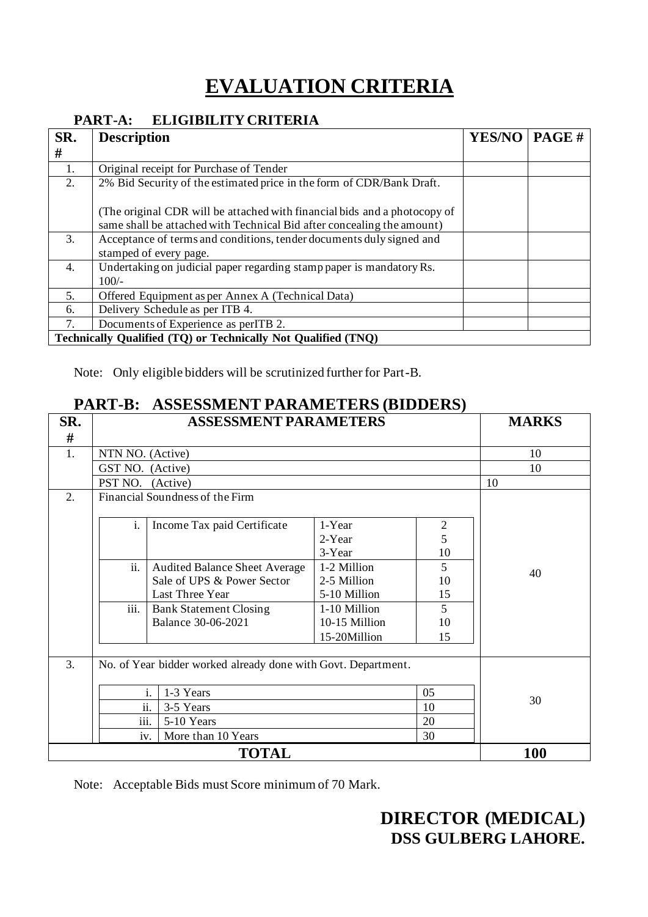# EVALUATION CRITERIA

## PART-A: ELIGIBILITY CRITERIA

| SR. # | Description | YES/NO | PAGE # |
|---|---|---|---|
| 1. | Original receipt for Purchase of Tender | | |
| 2. | 2% Bid Security of the estimated price in the form of CDR/Bank Draft.<br><br>(The original CDR will be attached with financial bids and a photocopy of same shall be attached with Technical Bid after concealing the amount) | | |
| 3. | Acceptance of terms and conditions, tender documents duly signed and stamped of every page. | | |
| 4. | Undertaking on judicial paper regarding stamp paper is mandatory Rs. 100/- | | |
| 5. | Offered Equipment as per Annex A (Technical Data) | | |
| 6. | Delivery Schedule as per ITB 4. | | |
| 7. | Documents of Experience as perITB 2. | | |
| **Technically Qualified (TQ) or Technically Not Qualified (TNQ)** | | | |

Note: Only eligible bidders will be scrutinized further for Part-B.

## PART-B: ASSESSMENT PARAMETERS (BIDDERS)

| SR. # | ASSESSMENT PARAMETERS | | | | MARKS |
|---|---|---|---|---|---|
| 1. | NTN NO. (Active) | | | | 10 |
| | GST NO. (Active) | | | | 10 |
| | PST NO. (Active) | | | | 10 |
| 2. | Financial Soundness of the Firm | | | | 40 |
| | i. | Income Tax paid Certificate | 1-Year<br>2-Year<br>3-Year | 2<br>5<br>10 | |
| | ii. | Audited Balance Sheet Average Sale of UPS & Power Sector Last Three Year | 1-2 Million<br>2-5 Million<br>5-10 Million | 5<br>10<br>15 | |
| | iii. | Bank Statement Closing Balance 30-06-2021 | 1-10 Million<br>10-15 Million<br>15-20Million | 5<br>10<br>15 | |
| 3. | No. of Year bidder worked already done with Govt. Department. | | | | 30 |
| | i. | 1-3 Years | | 05 | |
| | ii. | 3-5 Years | | 10 | |
| | iii. | 5-10 Years | | 20 | |
| | iv. | More than 10 Years | | 30 | |
| **TOTAL** | | | | | **100** |

Note: Acceptable Bids must Score minimum of 70 Mark.

**DIRECTOR (MEDICAL)**
**DSS GULBERG LAHORE.**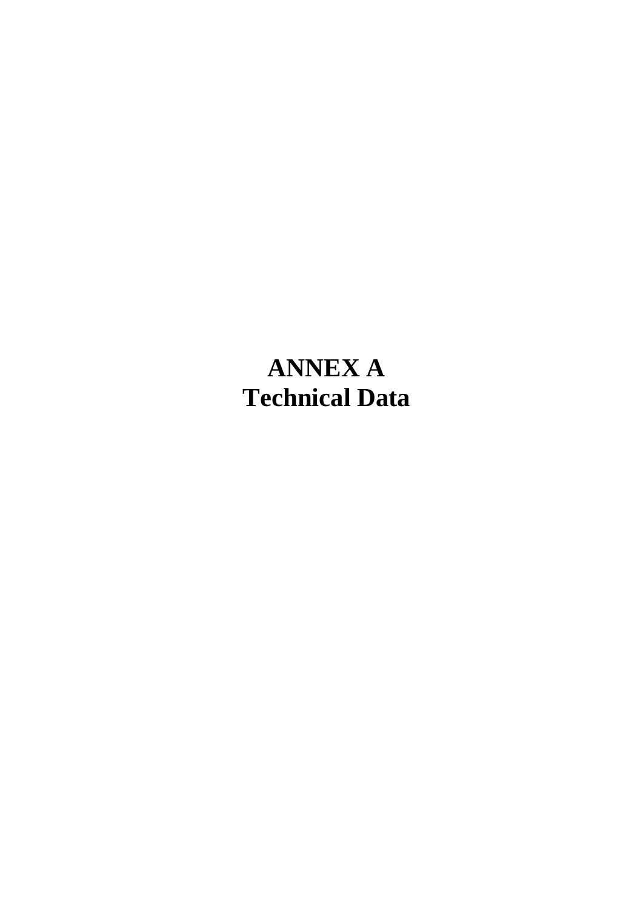# ANNEX A
# Technical Data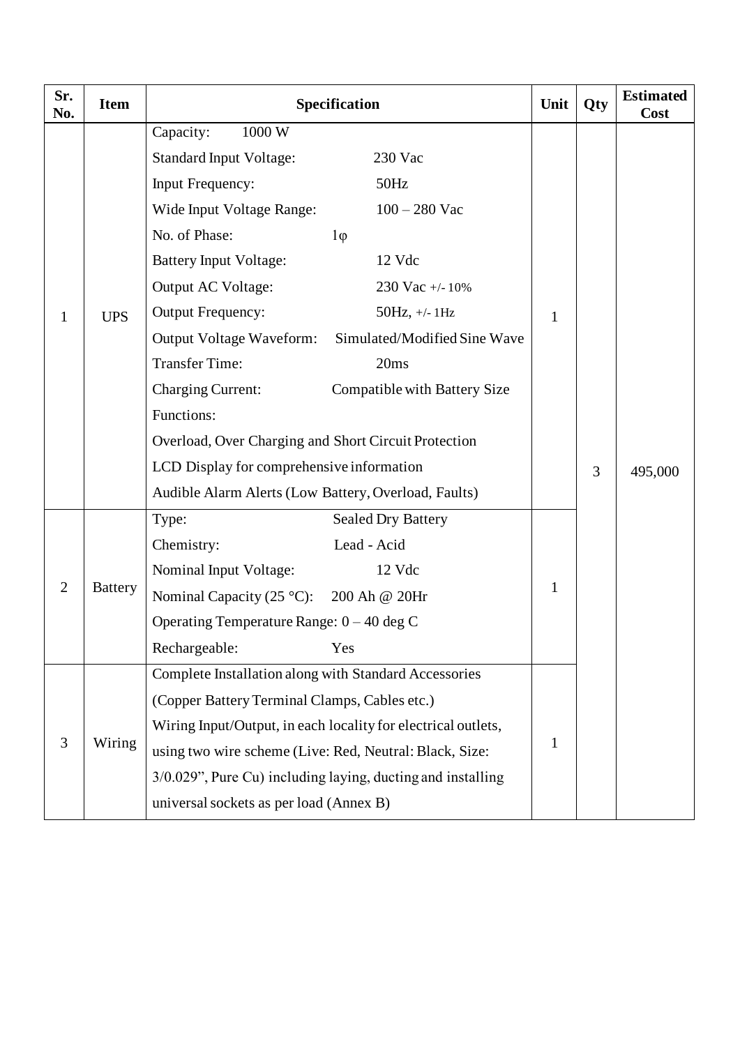| Sr. No. | Item | Specification | Unit | Qty | Estimated Cost |
|---|---|---|---|---|---|
| 1 | UPS | Capacity: 1000 W<br>Standard Input Voltage: 230 Vac<br>Input Frequency: 50Hz<br>Wide Input Voltage Range: 100 – 280 Vac<br>No. of Phase: 1φ<br>Battery Input Voltage: 12 Vdc<br>Output AC Voltage: 230 Vac +/- 10%<br>Output Frequency: 50Hz, +/- 1Hz<br>Output Voltage Waveform: Simulated/Modified Sine Wave<br>Transfer Time: 20ms<br>Charging Current: Compatible with Battery Size<br>Functions:<br>Overload, Over Charging and Short Circuit Protection<br>LCD Display for comprehensive information<br>Audible Alarm Alerts (Low Battery, Overload, Faults) | 1 | 3 | 495,000 |
| 2 | Battery | Type: Sealed Dry Battery<br>Chemistry: Lead - Acid<br>Nominal Input Voltage: 12 Vdc<br>Nominal Capacity (25 °C): 200 Ah @ 20Hr<br>Operating Temperature Range: 0 – 40 deg C<br>Rechargeable: Yes | 1 | | |
| 3 | Wiring | Complete Installation along with Standard Accessories (Copper Battery Terminal Clamps, Cables etc.)<br>Wiring Input/Output, in each locality for electrical outlets, using two wire scheme (Live: Red, Neutral: Black, Size: 3/0.029", Pure Cu) including laying, ducting and installing universal sockets as per load (Annex B) | 1 | | |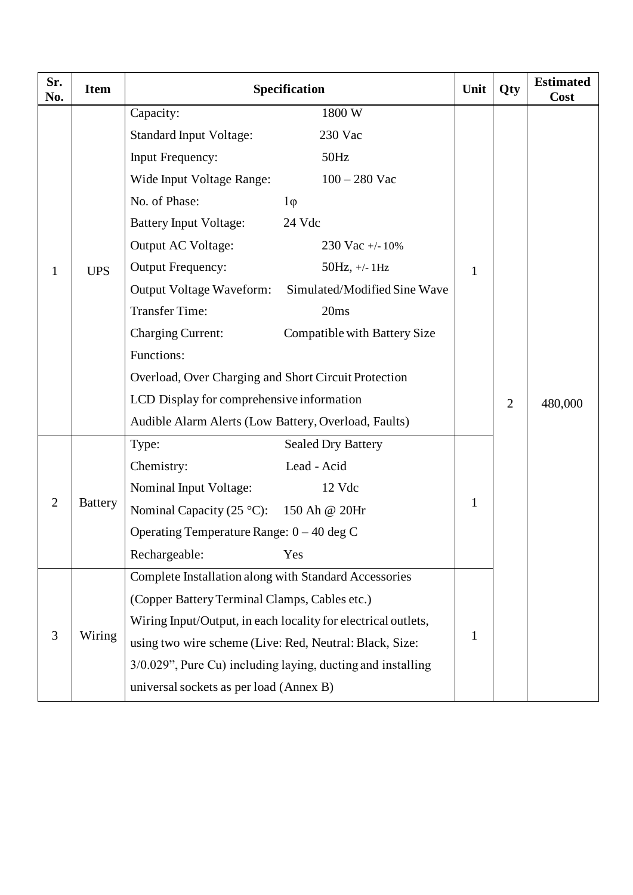| Sr. No. | Item | Specification | Unit | Qty | Estimated Cost |
|---|---|---|---|---|---|
| 1 | UPS | Capacity: 1800 W<br>Standard Input Voltage: 230 Vac<br>Input Frequency: 50Hz<br>Wide Input Voltage Range: 100 – 280 Vac<br>No. of Phase: 1φ<br>Battery Input Voltage: 24 Vdc<br>Output AC Voltage: 230 Vac +/- 10%<br>Output Frequency: 50Hz, +/- 1Hz<br>Output Voltage Waveform: Simulated/Modified Sine Wave<br>Transfer Time: 20ms<br>Charging Current: Compatible with Battery Size<br>Functions:<br>Overload, Over Charging and Short Circuit Protection<br>LCD Display for comprehensive information<br>Audible Alarm Alerts (Low Battery, Overload, Faults) | 1 | 2 | 480,000 |
| 2 | Battery | Type: Sealed Dry Battery<br>Chemistry: Lead - Acid<br>Nominal Input Voltage: 12 Vdc<br>Nominal Capacity (25 °C): 150 Ah @ 20Hr<br>Operating Temperature Range: 0 – 40 deg C<br>Rechargeable: Yes | 1 | | |
| 3 | Wiring | Complete Installation along with Standard Accessories (Copper Battery Terminal Clamps, Cables etc.)<br>Wiring Input/Output, in each locality for electrical outlets, using two wire scheme (Live: Red, Neutral: Black, Size: 3/0.029", Pure Cu) including laying, ducting and installing universal sockets as per load (Annex B) | 1 | | |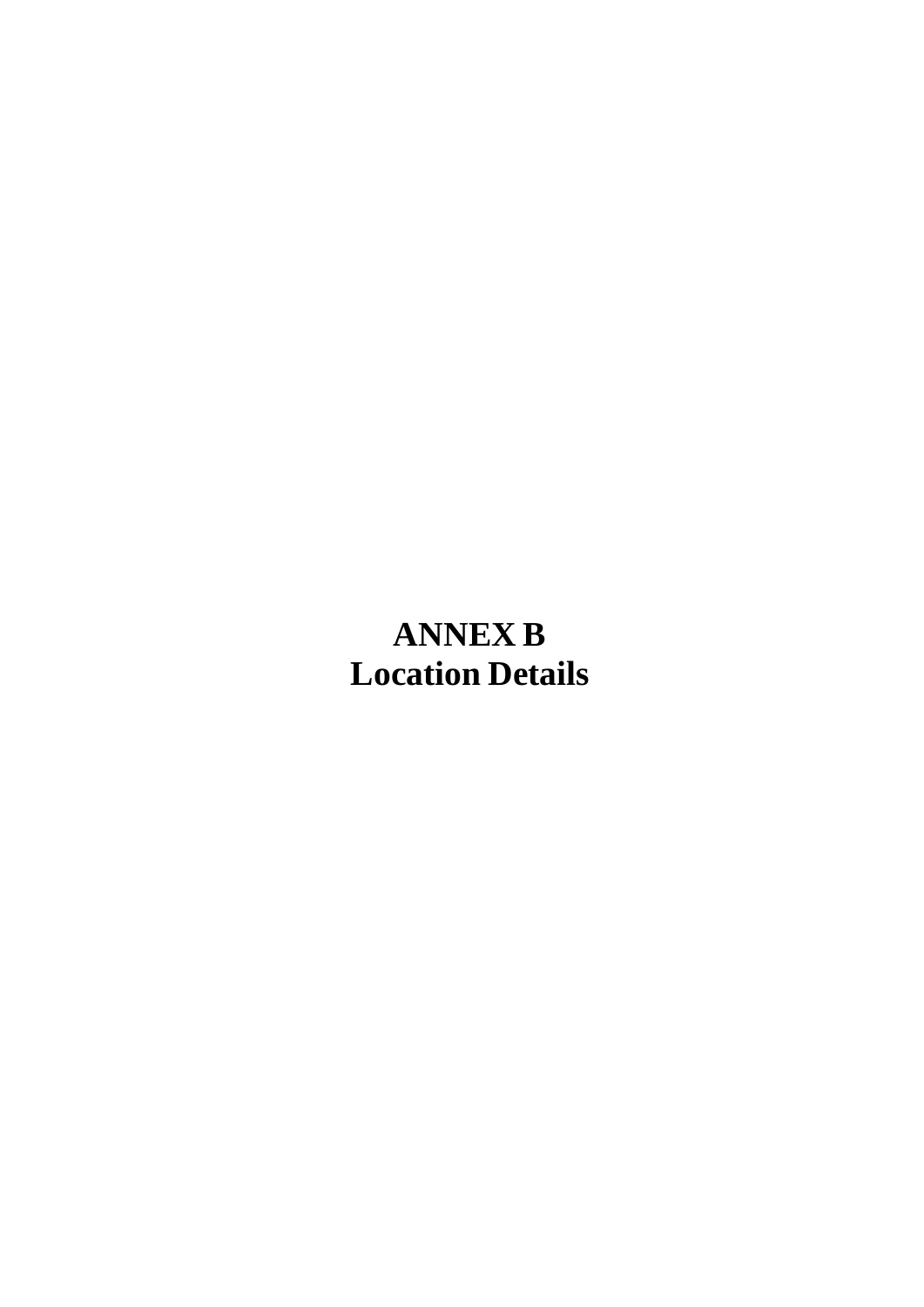# ANNEX B
# Location Details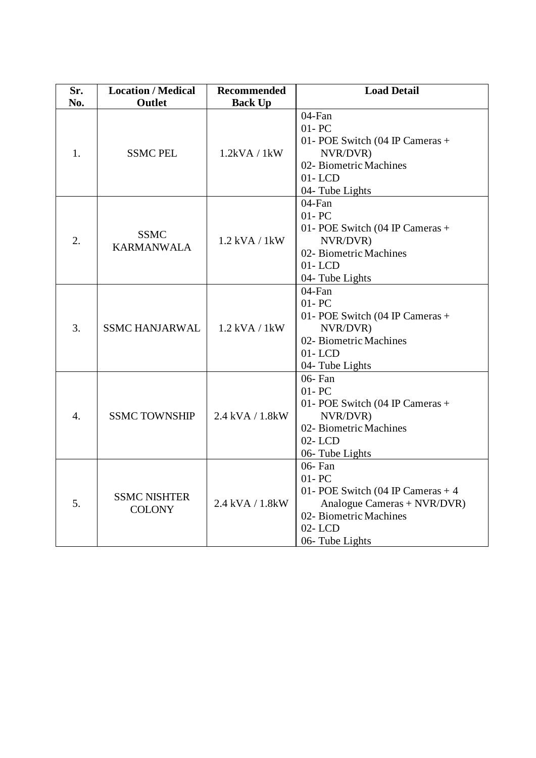| Sr. No. | Location / Medical Outlet | Recommended Back Up | Load Detail |
|---|---|---|---|
| 1. | SSMC PEL | 1.2kVA / 1kW | 04-Fan<br>01- PC<br>01- POE Switch (04 IP Cameras + NVR/DVR)<br>02- Biometric Machines<br>01- LCD<br>04- Tube Lights |
| 2. | SSMC KARMANWALA | 1.2 kVA / 1kW | 04-Fan<br>01- PC<br>01- POE Switch (04 IP Cameras + NVR/DVR)<br>02- Biometric Machines<br>01- LCD<br>04- Tube Lights |
| 3. | SSMC HANJARWAL | 1.2 kVA / 1kW | 04-Fan<br>01- PC<br>01- POE Switch (04 IP Cameras + NVR/DVR)<br>02- Biometric Machines<br>01- LCD<br>04- Tube Lights |
| 4. | SSMC TOWNSHIP | 2.4 kVA / 1.8kW | 06- Fan<br>01- PC<br>01- POE Switch (04 IP Cameras + NVR/DVR)<br>02- Biometric Machines<br>02- LCD<br>06- Tube Lights |
| 5. | SSMC NISHTER COLONY | 2.4 kVA / 1.8kW | 06- Fan<br>01- PC<br>01- POE Switch (04 IP Cameras + 4 Analogue Cameras + NVR/DVR)<br>02- Biometric Machines<br>02- LCD<br>06- Tube Lights |